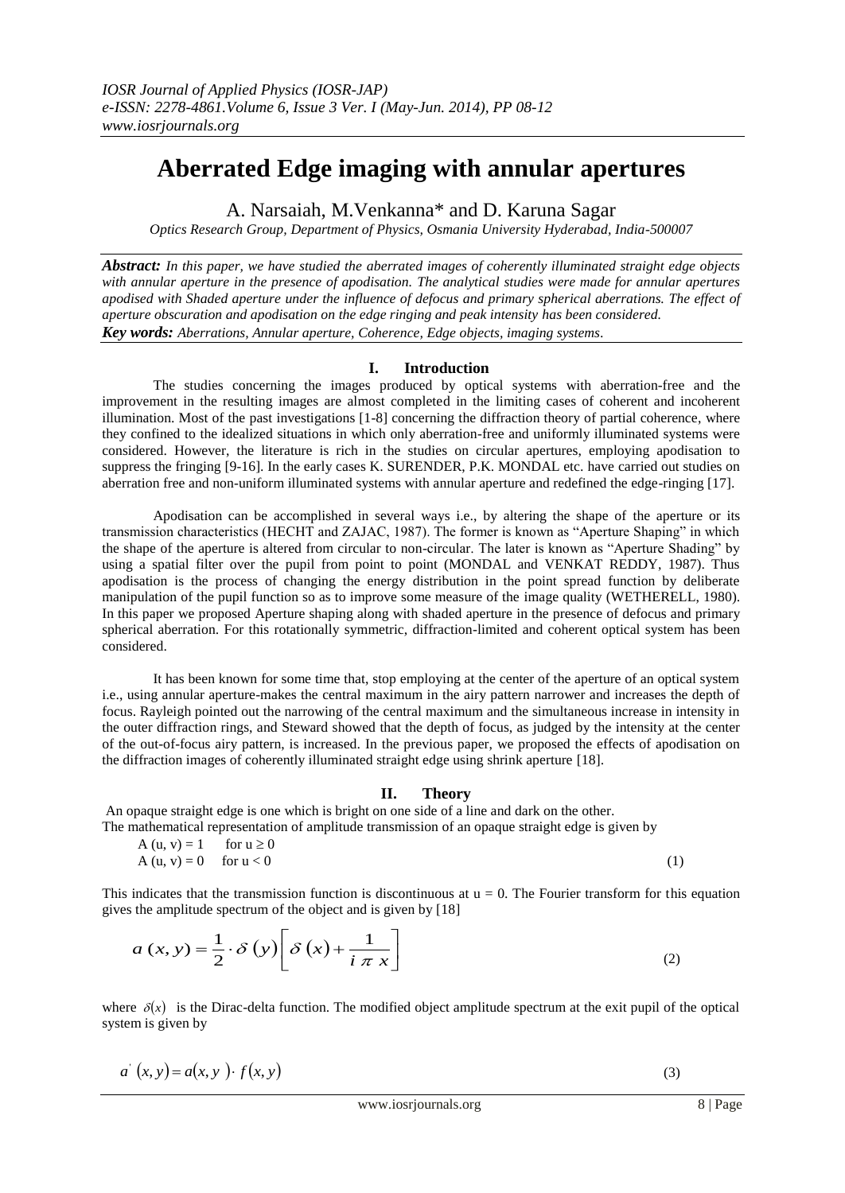# Aberrated Edge imaging with annular apertures

A. Narsaiah, M.Venkanna* and D. Karuna Sagar

*Optics Research Group, Department of Physics, Osmania University Hyderabad, India-500007*

***Abstract:*** *In this paper, we have studied the aberrated images of coherently illuminated straight edge objects with annular aperture in the presence of apodisation. The analytical studies were made for annular apertures apodised with Shaded aperture under the influence of defocus and primary spherical aberrations. The effect of aperture obscuration and apodisation on the edge ringing and peak intensity has been considered.*

***Key words:*** *Aberrations, Annular aperture, Coherence, Edge objects, imaging systems.*

## I. Introduction

The studies concerning the images produced by optical systems with aberration-free and the improvement in the resulting images are almost completed in the limiting cases of coherent and incoherent illumination. Most of the past investigations [1-8] concerning the diffraction theory of partial coherence, where they confined to the idealized situations in which only aberration-free and uniformly illuminated systems were considered. However, the literature is rich in the studies on circular apertures, employing apodisation to suppress the fringing [9-16]. In the early cases K. SURENDER, P.K. MONDAL etc. have carried out studies on aberration free and non-uniform illuminated systems with annular aperture and redefined the edge-ringing [17].

Apodisation can be accomplished in several ways i.e., by altering the shape of the aperture or its transmission characteristics (HECHT and ZAJAC, 1987). The former is known as "Aperture Shaping" in which the shape of the aperture is altered from circular to non-circular. The later is known as "Aperture Shading" by using a spatial filter over the pupil from point to point (MONDAL and VENKAT REDDY, 1987). Thus apodisation is the process of changing the energy distribution in the point spread function by deliberate manipulation of the pupil function so as to improve some measure of the image quality (WETHERELL, 1980). In this paper we proposed Aperture shaping along with shaded aperture in the presence of defocus and primary spherical aberration. For this rotationally symmetric, diffraction-limited and coherent optical system has been considered.

It has been known for some time that, stop employing at the center of the aperture of an optical system i.e., using annular aperture-makes the central maximum in the airy pattern narrower and increases the depth of focus. Rayleigh pointed out the narrowing of the central maximum and the simultaneous increase in intensity in the outer diffraction rings, and Steward showed that the depth of focus, as judged by the intensity at the center of the out-of-focus airy pattern, is increased. In the previous paper, we proposed the effects of apodisation on the diffraction images of coherently illuminated straight edge using shrink aperture [18].

## II. Theory

An opaque straight edge is one which is bright on one side of a line and dark on the other.
The mathematical representation of amplitude transmission of an opaque straight edge is given by

$$A(u, v) = 1 \quad \text{for } u \geq 0$$
$$A(u, v) = 0 \quad \text{for } u < 0 \tag{1}$$

This indicates that the transmission function is discontinuous at $u = 0$. The Fourier transform for this equation gives the amplitude spectrum of the object and is given by [18]

$$a(x, y) = \frac{1}{2} \cdot \delta(y) \left[ \delta(x) + \frac{1}{i \pi x} \right] \tag{2}$$

where $\delta(x)$ is the Dirac-delta function. The modified object amplitude spectrum at the exit pupil of the optical system is given by

$$a^{'}(x, y) = a(x, y) \cdot f(x, y) \tag{3}$$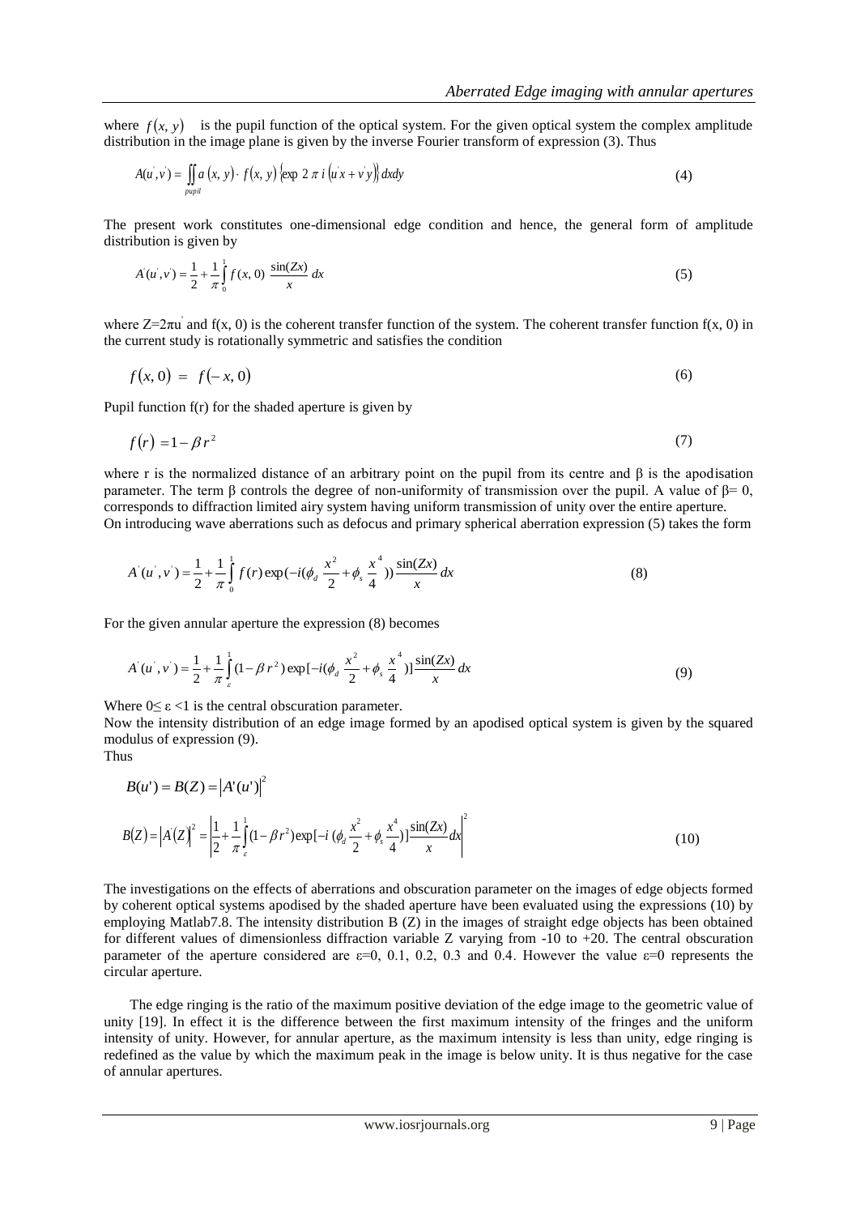where $f(x, y)$ is the pupil function of the optical system. For the given optical system the complex amplitude distribution in the image plane is given by the inverse Fourier transform of expression (3). Thus

$$A(u', v') = \iint_{pupil} a(x, y) \cdot f(x, y) \{\exp 2\pi i (u'x + v'y)\} dxdy \tag{4}$$

The present work constitutes one-dimensional edge condition and hence, the general form of amplitude distribution is given by

$$A'(u', v') = \frac{1}{2} + \frac{1}{\pi}\int_0^1 f(x, 0) \frac{\sin(Zx)}{x} dx \tag{5}$$

where $Z=2\pi u'$ and f(x, 0) is the coherent transfer function of the system. The coherent transfer function f(x, 0) in the current study is rotationally symmetric and satisfies the condition

$$f(x, 0) = f(-x, 0) \tag{6}$$

Pupil function f(r) for the shaded aperture is given by

$$f(r) = 1 - \beta r^2 \tag{7}$$

where r is the normalized distance of an arbitrary point on the pupil from its centre and β is the apodisation parameter. The term β controls the degree of non-uniformity of transmission over the pupil. A value of β= 0, corresponds to diffraction limited airy system having uniform transmission of unity over the entire aperture.
On introducing wave aberrations such as defocus and primary spherical aberration expression (5) takes the form

$$A'(u', v') = \frac{1}{2} + \frac{1}{\pi}\int_0^1 f(r) \exp(-i(\phi_d \frac{x^2}{2} + \phi_s \frac{x^4}{4})) \frac{\sin(Zx)}{x} dx \tag{8}$$

For the given annular aperture the expression (8) becomes

$$A'(u', v') = \frac{1}{2} + \frac{1}{\pi}\int_\varepsilon^1 (1 - \beta r^2) \exp[-i(\phi_d \frac{x^2}{2} + \phi_s \frac{x^4}{4})] \frac{\sin(Zx)}{x} dx \tag{9}$$

Where $0 \leq \varepsilon < 1$ is the central obscuration parameter.
Now the intensity distribution of an edge image formed by an apodised optical system is given by the squared modulus of expression (9).
Thus

$$B(u') = B(Z) = |A'(u')|^2$$

$$B(Z) = |A'(Z)|^2 = \left| \frac{1}{2} + \frac{1}{\pi}\int_\varepsilon^1 (1 - \beta r^2) \exp[-i(\phi_d \frac{x^2}{2} + \phi_s \frac{x^4}{4})] \frac{\sin(Zx)}{x} dx \right|^2 \tag{10}$$

The investigations on the effects of aberrations and obscuration parameter on the images of edge objects formed by coherent optical systems apodised by the shaded aperture have been evaluated using the expressions (10) by employing Matlab7.8. The intensity distribution B (Z) in the images of straight edge objects has been obtained for different values of dimensionless diffraction variable Z varying from -10 to +20. The central obscuration parameter of the aperture considered are ε=0, 0.1, 0.2, 0.3 and 0.4. However the value ε=0 represents the circular aperture.

The edge ringing is the ratio of the maximum positive deviation of the edge image to the geometric value of unity [19]. In effect it is the difference between the first maximum intensity of the fringes and the uniform intensity of unity. However, for annular aperture, as the maximum intensity is less than unity, edge ringing is redefined as the value by which the maximum peak in the image is below unity. It is thus negative for the case of annular apertures.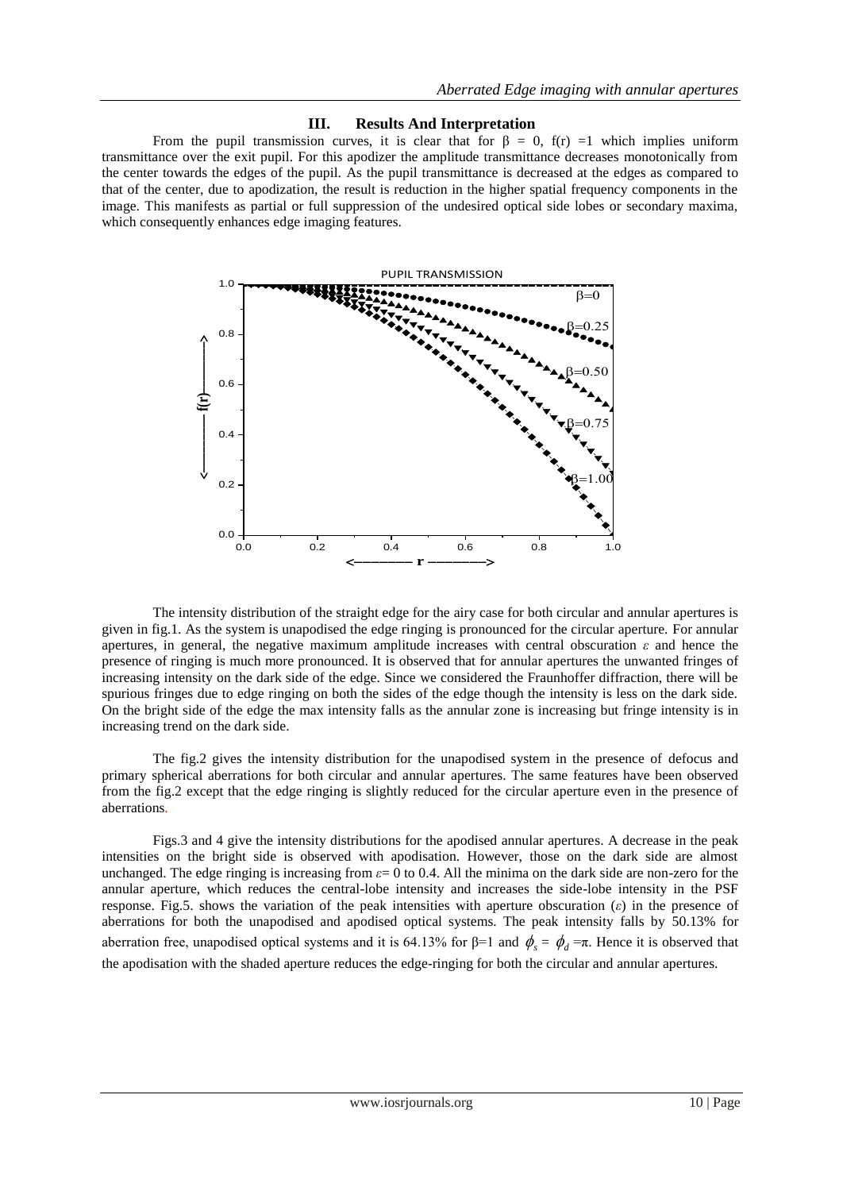## III. Results And Interpretation

From the pupil transmission curves, it is clear that for $\beta = 0$, $f(r) = 1$ which implies uniform transmittance over the exit pupil. For this apodizer the amplitude transmittance decreases monotonically from the center towards the edges of the pupil. As the pupil transmittance is decreased at the edges as compared to that of the center, due to apodization, the result is reduction in the higher spatial frequency components in the image. This manifests as partial or full suppression of the undesired optical side lobes or secondary maxima, which consequently enhances edge imaging features.

The intensity distribution of the straight edge for the airy case for both circular and annular apertures is given in fig.1. As the system is unapodised the edge ringing is pronounced for the circular aperture. For annular apertures, in general, the negative maximum amplitude increases with central obscuration $\varepsilon$ and hence the presence of ringing is much more pronounced. It is observed that for annular apertures the unwanted fringes of increasing intensity on the dark side of the edge. Since we considered the Fraunhoffer diffraction, there will be spurious fringes due to edge ringing on both the sides of the edge though the intensity is less on the dark side. On the bright side of the edge the max intensity falls as the annular zone is increasing but fringe intensity is in increasing trend on the dark side.

The fig.2 gives the intensity distribution for the unapodised system in the presence of defocus and primary spherical aberrations for both circular and annular apertures. The same features have been observed from the fig.2 except that the edge ringing is slightly reduced for the circular aperture even in the presence of aberrations.

Figs.3 and 4 give the intensity distributions for the apodised annular apertures. A decrease in the peak intensities on the bright side is observed with apodisation. However, those on the dark side are almost unchanged. The edge ringing is increasing from $\varepsilon = 0$ to 0.4. All the minima on the dark side are non-zero for the annular aperture, which reduces the central-lobe intensity and increases the side-lobe intensity in the PSF response. Fig.5. shows the variation of the peak intensities with aperture obscuration ($\varepsilon$) in the presence of aberrations for both the unapodised and apodised optical systems. The peak intensity falls by 50.13% for aberration free, unapodised optical systems and it is 64.13% for $\beta=1$ and $\phi_s = \phi_d = \pi$. Hence it is observed that the apodisation with the shaded aperture reduces the edge-ringing for both the circular and annular apertures.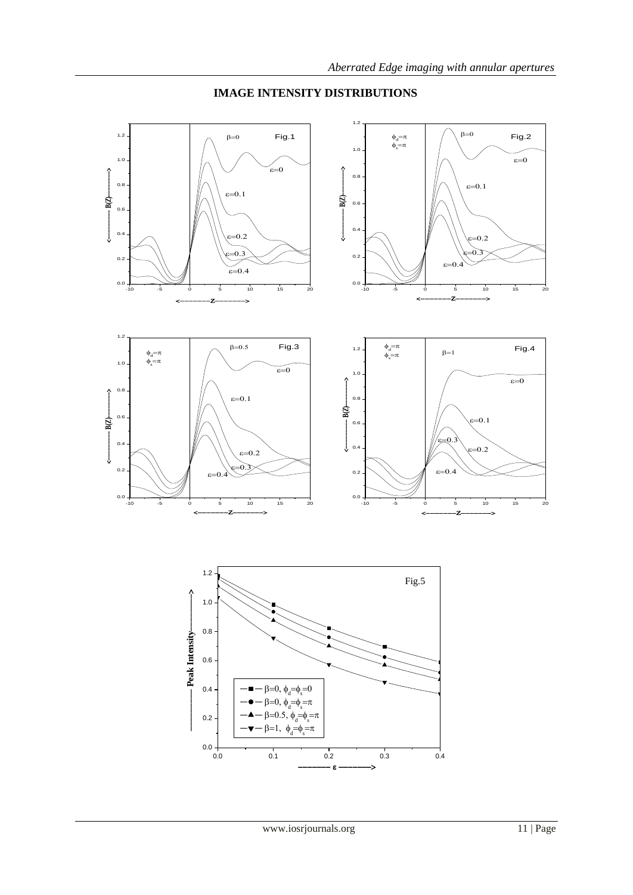## IMAGE INTENSITY DISTRIBUTIONS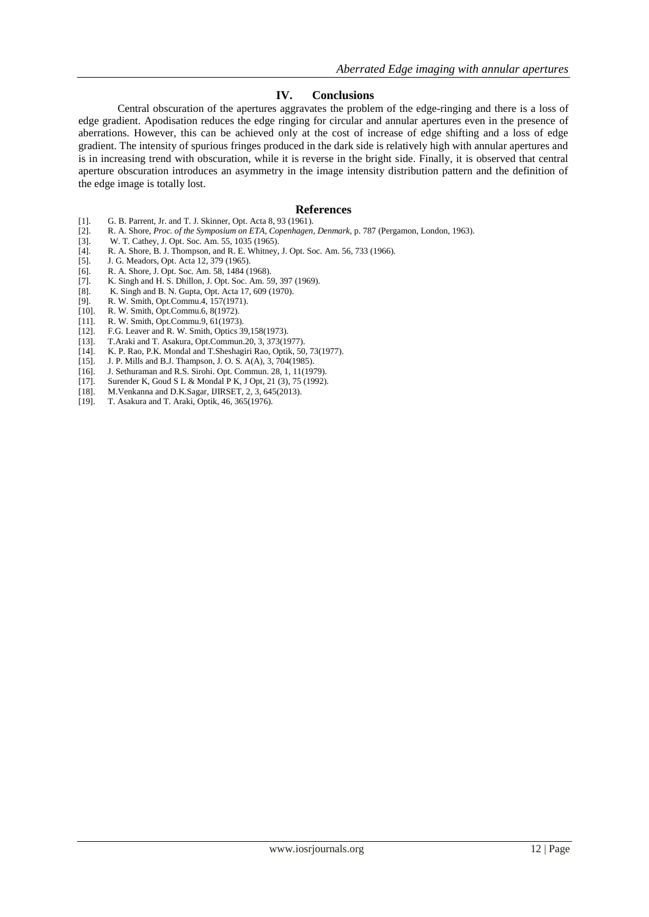## IV. Conclusions

Central obscuration of the apertures aggravates the problem of the edge-ringing and there is a loss of edge gradient. Apodisation reduces the edge ringing for circular and annular apertures even in the presence of aberrations. However, this can be achieved only at the cost of increase of edge shifting and a loss of edge gradient. The intensity of spurious fringes produced in the dark side is relatively high with annular apertures and is in increasing trend with obscuration, while it is reverse in the bright side. Finally, it is observed that central aperture obscuration introduces an asymmetry in the image intensity distribution pattern and the definition of the edge image is totally lost.

## References

[1]. G. B. Parrent, Jr. and T. J. Skinner, Opt. Acta 8, 93 (1961).
[2]. R. A. Shore, *Proc. of the Symposium on ETA, Copenhagen, Denmark*, p. 787 (Pergamon, London, 1963).
[3]. W. T. Cathey, J. Opt. Soc. Am. 55, 1035 (1965).
[4]. R. A. Shore, B. J. Thompson, and R. E. Whitney, J. Opt. Soc. Am. 56, 733 (1966).
[5]. J. G. Meadors, Opt. Acta 12, 379 (1965).
[6]. R. A. Shore, J. Opt. Soc. Am. 58, 1484 (1968).
[7]. K. Singh and H. S. Dhillon, J. Opt. Soc. Am. 59, 397 (1969).
[8]. K. Singh and B. N. Gupta, Opt. Acta 17, 609 (1970).
[9]. R. W. Smith, Opt.Commu.4, 157(1971).
[10]. R. W. Smith, Opt.Commu.6, 8(1972).
[11]. R. W. Smith, Opt.Commu.9, 61(1973).
[12]. F.G. Leaver and R. W. Smith, Optics 39,158(1973).
[13]. T.Araki and T. Asakura, Opt.Commun.20, 3, 373(1977).
[14]. K. P. Rao, P.K. Mondal and T.Sheshagiri Rao, Optik, 50, 73(1977).
[15]. J. P. Mills and B.J. Thampson, J. O. S. A(A), 3, 704(1985).
[16]. J. Sethuraman and R.S. Sirohi. Opt. Commun. 28, 1, 11(1979).
[17]. Surender K, Goud S L & Mondal P K, J Opt, 21 (3), 75 (1992).
[18]. M.Venkanna and D.K.Sagar, IJIRSET, 2, 3, 645(2013).
[19]. T. Asakura and T. Araki, Optik, 46, 365(1976).